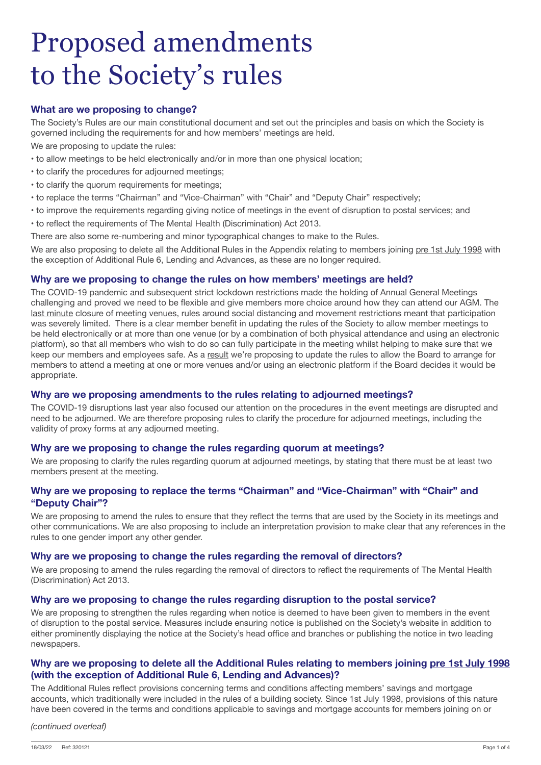# Proposed amendments to the Society's rules

### What are we proposing to change?

The Society's Rules are our main constitutional document and set out the principles and basis on which the Society is governed including the requirements for and how members' meetings are held.

We are proposing to update the rules:

- to allow meetings to be held electronically and/or in more than one physical location;
- to clarify the procedures for adjourned meetings;
- to clarify the quorum requirements for meetings;
- to replace the terms "Chairman" and "Vice-Chairman" with "Chair" and "Deputy Chair" respectively;
- to improve the requirements regarding giving notice of meetings in the event of disruption to postal services; and
- to reflect the requirements of The Mental Health (Discrimination) Act 2013.

There are also some re-numbering and minor typographical changes to make to the Rules.

We are also proposing to delete all the Additional Rules in the Appendix relating to members joining pre 1st July 1998 with the exception of Additional Rule 6, Lending and Advances, as these are no longer required.

### Why are we proposing to change the rules on how members' meetings are held?

The COVID-19 pandemic and subsequent strict lockdown restrictions made the holding of Annual General Meetings challenging and proved we need to be flexible and give members more choice around how they can attend our AGM. The last minute closure of meeting venues, rules around social distancing and movement restrictions meant that participation was severely limited. There is a clear member benefit in updating the rules of the Society to allow member meetings to be held electronically or at more than one venue (or by a combination of both physical attendance and using an electronic platform), so that all members who wish to do so can fully participate in the meeting whilst helping to make sure that we keep our members and employees safe. As a result we're proposing to update the rules to allow the Board to arrange for members to attend a meeting at one or more venues and/or using an electronic platform if the Board decides it would be appropriate.

### Why are we proposing amendments to the rules relating to adjourned meetings?

The COVID-19 disruptions last year also focused our attention on the procedures in the event meetings are disrupted and need to be adjourned. We are therefore proposing rules to clarify the procedure for adjourned meetings, including the validity of proxy forms at any adjourned meeting.

### Why are we proposing to change the rules regarding quorum at meetings?

We are proposing to clarify the rules regarding quorum at adjourned meetings, by stating that there must be at least two members present at the meeting.

### Why are we proposing to replace the terms "Chairman" and "Vice-Chairman" with "Chair" and "Deputy Chair"?

We are proposing to amend the rules to ensure that they reflect the terms that are used by the Society in its meetings and other communications. We are also proposing to include an interpretation provision to make clear that any references in the rules to one gender import any other gender.

### Why are we proposing to change the rules regarding the removal of directors?

We are proposing to amend the rules regarding the removal of directors to reflect the requirements of The Mental Health (Discrimination) Act 2013.

### Why are we proposing to change the rules regarding disruption to the postal service?

We are proposing to strengthen the rules regarding when notice is deemed to have been given to members in the event of disruption to the postal service. Measures include ensuring notice is published on the Society's website in addition to either prominently displaying the notice at the Society's head office and branches or publishing the notice in two leading newspapers.

### Why are we proposing to delete all the Additional Rules relating to members joining pre 1st July 1998 (with the exception of Additional Rule 6, Lending and Advances)?

The Additional Rules reflect provisions concerning terms and conditions affecting members' savings and mortgage accounts, which traditionally were included in the rules of a building society. Since 1st July 1998, provisions of this nature have been covered in the terms and conditions applicable to savings and mortgage accounts for members joining on or

*(continued overleaf)*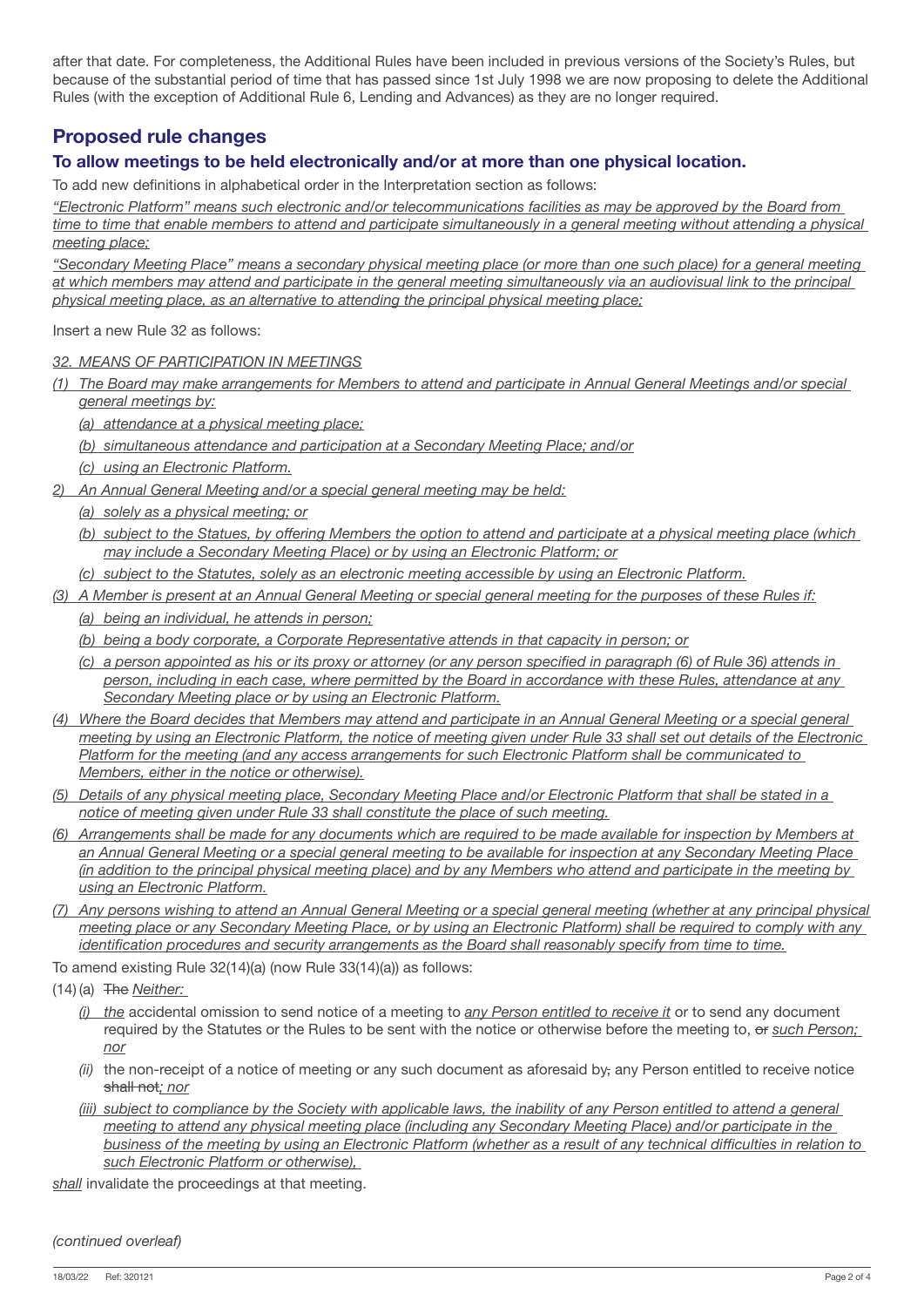after that date. For completeness, the Additional Rules have been included in previous versions of the Society's Rules, but because of the substantial period of time that has passed since 1st July 1998 we are now proposing to delete the Additional Rules (with the exception of Additional Rule 6, Lending and Advances) as they are no longer required.

## Proposed rule changes

### To allow meetings to be held electronically and/or at more than one physical location.

To add new definitions in alphabetical order in the Interpretation section as follows:

*"Electronic Platform" means such electronic and/or telecommunications facilities as may be approved by the Board from time to time that enable members to attend and participate simultaneously in a general meeting without attending a physical meeting place;*

*"Secondary Meeting Place" means a secondary physical meeting place (or more than one such place) for a general meeting at which members may attend and participate in the general meeting simultaneously via an audiovisual link to the principal physical meeting place, as an alternative to attending the principal physical meeting place;*

Insert a new Rule 32 as follows:

*32. MEANS OF PARTICIPATION IN MEETINGS*

*(1) The Board may make arrangements for Members to attend and participate in Annual General Meetings and/or special general meetings by:*

*(a) attendance at a physical meeting place;*

*(b) simultaneous attendance and participation at a Secondary Meeting Place; and/or*

*(c) using an Electronic Platform.*

*2) An Annual General Meeting and/or a special general meeting may be held:*

*(a) solely as a physical meeting; or*

*(b) subject to the Statues, by offering Members the option to attend and participate at a physical meeting place (which may include a Secondary Meeting Place) or by using an Electronic Platform; or*

*(c) subject to the Statutes, solely as an electronic meeting accessible by using an Electronic Platform.*

*(3) A Member is present at an Annual General Meeting or special general meeting for the purposes of these Rules if:*

*(a) being an individual, he attends in person;*

*(b) being a body corporate, a Corporate Representative attends in that capacity in person; or*

*(c) a person appointed as his or its proxy or attorney (or any person specified in paragraph (6) of Rule 36) attends in person, including in each case, where permitted by the Board in accordance with these Rules, attendance at any Secondary Meeting place or by using an Electronic Platform.*

*(4) Where the Board decides that Members may attend and participate in an Annual General Meeting or a special general meeting by using an Electronic Platform, the notice of meeting given under Rule 33 shall set out details of the Electronic Platform for the meeting (and any access arrangements for such Electronic Platform shall be communicated to Members, either in the notice or otherwise).*

*(5) Details of any physical meeting place, Secondary Meeting Place and/or Electronic Platform that shall be stated in a notice of meeting given under Rule 33 shall constitute the place of such meeting.*

*(6) Arrangements shall be made for any documents which are required to be made available for inspection by Members at an Annual General Meeting or a special general meeting to be available for inspection at any Secondary Meeting Place (in addition to the principal physical meeting place) and by any Members who attend and participate in the meeting by using an Electronic Platform.*

*(7) Any persons wishing to attend an Annual General Meeting or a special general meeting (whether at any principal physical meeting place or any Secondary Meeting Place, or by using an Electronic Platform) shall be required to comply with any identification procedures and security arrangements as the Board shall reasonably specify from time to time.*

To amend existing Rule 32(14)(a) (now Rule 33(14)(a)) as follows:

(14) (a) ~~The~~ *Neither:*

*(i) the* accidental omission to send notice of a meeting to *any Person entitled to receive it* or to send any document required by the Statutes or the Rules to be sent with the notice or otherwise before the meeting to, ~~or~~ *such Person; nor*

*(ii)* the non-receipt of a notice of meeting or any such document as aforesaid by~~,~~ any Person entitled to receive notice ~~shall not~~*; nor*

*(iii) subject to compliance by the Society with applicable laws, the inability of any Person entitled to attend a general meeting to attend any physical meeting place (including any Secondary Meeting Place) and/or participate in the business of the meeting by using an Electronic Platform (whether as a result of any technical difficulties in relation to such Electronic Platform or otherwise),*

*shall* invalidate the proceedings at that meeting.

*(continued overleaf)*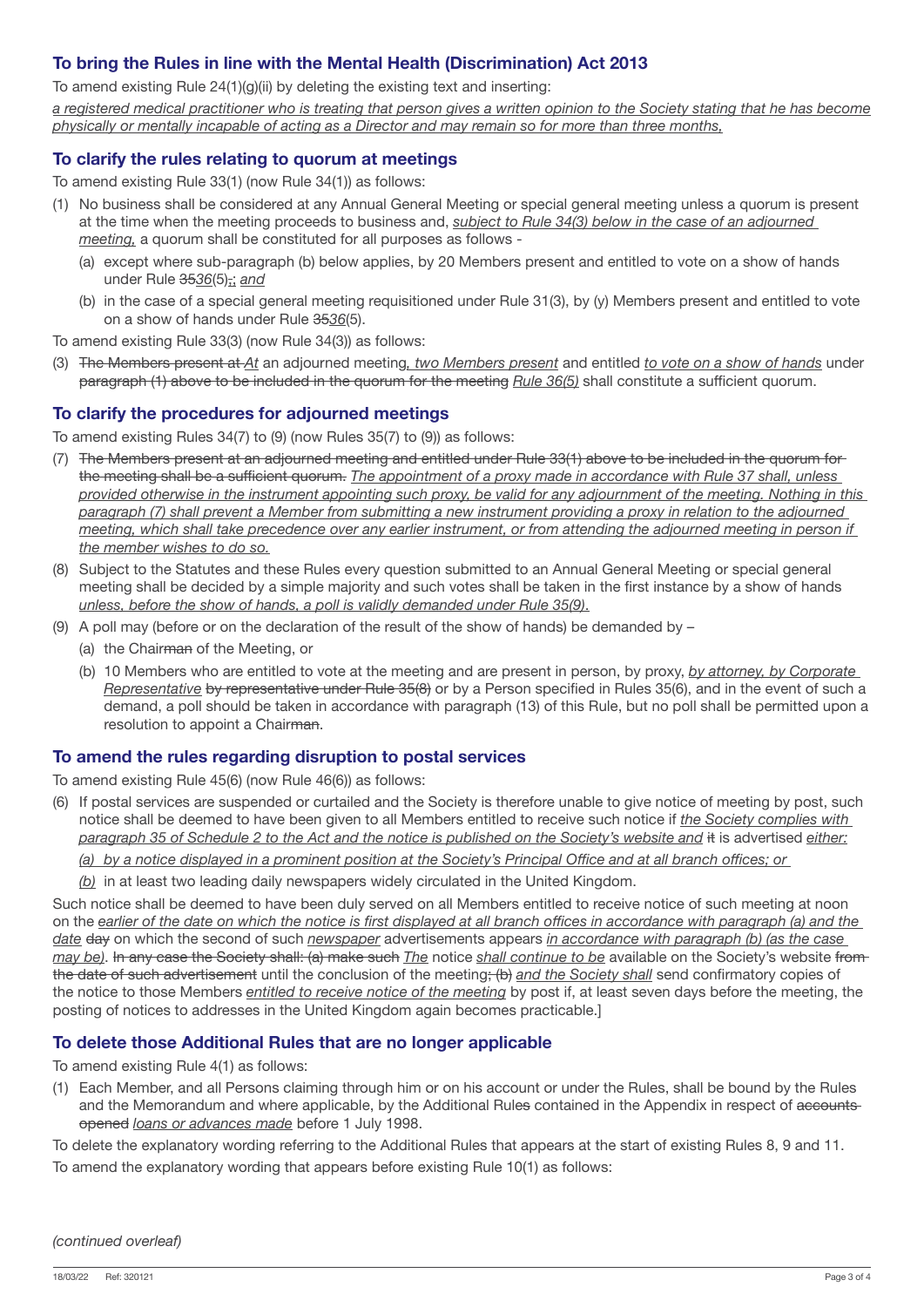## To bring the Rules in line with the Mental Health (Discrimination) Act 2013

To amend existing Rule 24(1)(g)(ii) by deleting the existing text and inserting:

*a registered medical practitioner who is treating that person gives a written opinion to the Society stating that he has become physically or mentally incapable of acting as a Director and may remain so for more than three months,*

## To clarify the rules relating to quorum at meetings

To amend existing Rule 33(1) (now Rule 34(1)) as follows:

(1) No business shall be considered at any Annual General Meeting or special general meeting unless a quorum is present at the time when the meeting proceeds to business and, *subject to Rule 34(3) below in the case of an adjourned meeting,* a quorum shall be constituted for all purposes as follows -

- (a) except where sub-paragraph (b) below applies, by 20 Members present and entitled to vote on a show of hands under Rule ~~35~~*36*(5)~~,~~*; and*
- (b) in the case of a special general meeting requisitioned under Rule 31(3), by (y) Members present and entitled to vote on a show of hands under Rule ~~35~~*36*(5).

To amend existing Rule 33(3) (now Rule 34(3)) as follows:

(3) ~~The Members present at~~ *At* an adjourned meeting*, two Members present* and entitled *to vote on a show of hands* under ~~paragraph (1) above to be included in the quorum for the meeting~~ *Rule 36(5)* shall constitute a sufficient quorum.

## To clarify the procedures for adjourned meetings

To amend existing Rules 34(7) to (9) (now Rules 35(7) to (9)) as follows:

(7) ~~The Members present at an adjourned meeting and entitled under Rule 33(1) above to be included in the quorum for the meeting shall be a sufficient quorum.~~ *The appointment of a proxy made in accordance with Rule 37 shall, unless provided otherwise in the instrument appointing such proxy, be valid for any adjournment of the meeting. Nothing in this paragraph (7) shall prevent a Member from submitting a new instrument providing a proxy in relation to the adjourned meeting, which shall take precedence over any earlier instrument, or from attending the adjourned meeting in person if the member wishes to do so.*

(8) Subject to the Statutes and these Rules every question submitted to an Annual General Meeting or special general meeting shall be decided by a simple majority and such votes shall be taken in the first instance by a show of hands *unless, before the show of hands, a poll is validly demanded under Rule 35(9).*

(9) A poll may (before or on the declaration of the result of the show of hands) be demanded by –

- (a) the Chair~~man~~ of the Meeting, or
- (b) 10 Members who are entitled to vote at the meeting and are present in person, by proxy, *by attorney, by Corporate Representative* ~~by representative under Rule 35(8)~~ or by a Person specified in Rules 35(6), and in the event of such a demand, a poll should be taken in accordance with paragraph (13) of this Rule, but no poll shall be permitted upon a resolution to appoint a Chair~~man~~.

## To amend the rules regarding disruption to postal services

To amend existing Rule 45(6) (now Rule 46(6)) as follows:

(6) If postal services are suspended or curtailed and the Society is therefore unable to give notice of meeting by post, such notice shall be deemed to have been given to all Members entitled to receive such notice if *the Society complies with paragraph 35 of Schedule 2 to the Act and the notice is published on the Society's website and* ~~it~~ is advertised *either:*

*(a) by a notice displayed in a prominent position at the Society's Principal Office and at all branch offices; or*

*(b)* in at least two leading daily newspapers widely circulated in the United Kingdom.

Such notice shall be deemed to have been duly served on all Members entitled to receive notice of such meeting at noon on the *earlier of the date on which the notice is first displayed at all branch offices in accordance with paragraph (a) and the date* ~~day~~ on which the second of such *newspaper* advertisements appears *in accordance with paragraph (b) (as the case may be)*. ~~In any case the Society shall: (a) make such~~ *The* notice *shall continue to be* available on the Society's website ~~from the date of such advertisement~~ until the conclusion of the meeting~~; (b)~~ *and the Society shall* send confirmatory copies of the notice to those Members *entitled to receive notice of the meeting* by post if, at least seven days before the meeting, the posting of notices to addresses in the United Kingdom again becomes practicable.]

## To delete those Additional Rules that are no longer applicable

To amend existing Rule 4(1) as follows:

(1) Each Member, and all Persons claiming through him or on his account or under the Rules, shall be bound by the Rules and the Memorandum and where applicable, by the Additional Rule~~s~~ contained in the Appendix in respect of ~~accounts opened~~ *loans or advances made* before 1 July 1998.

To delete the explanatory wording referring to the Additional Rules that appears at the start of existing Rules 8, 9 and 11.

To amend the explanatory wording that appears before existing Rule 10(1) as follows:

*(continued overleaf)*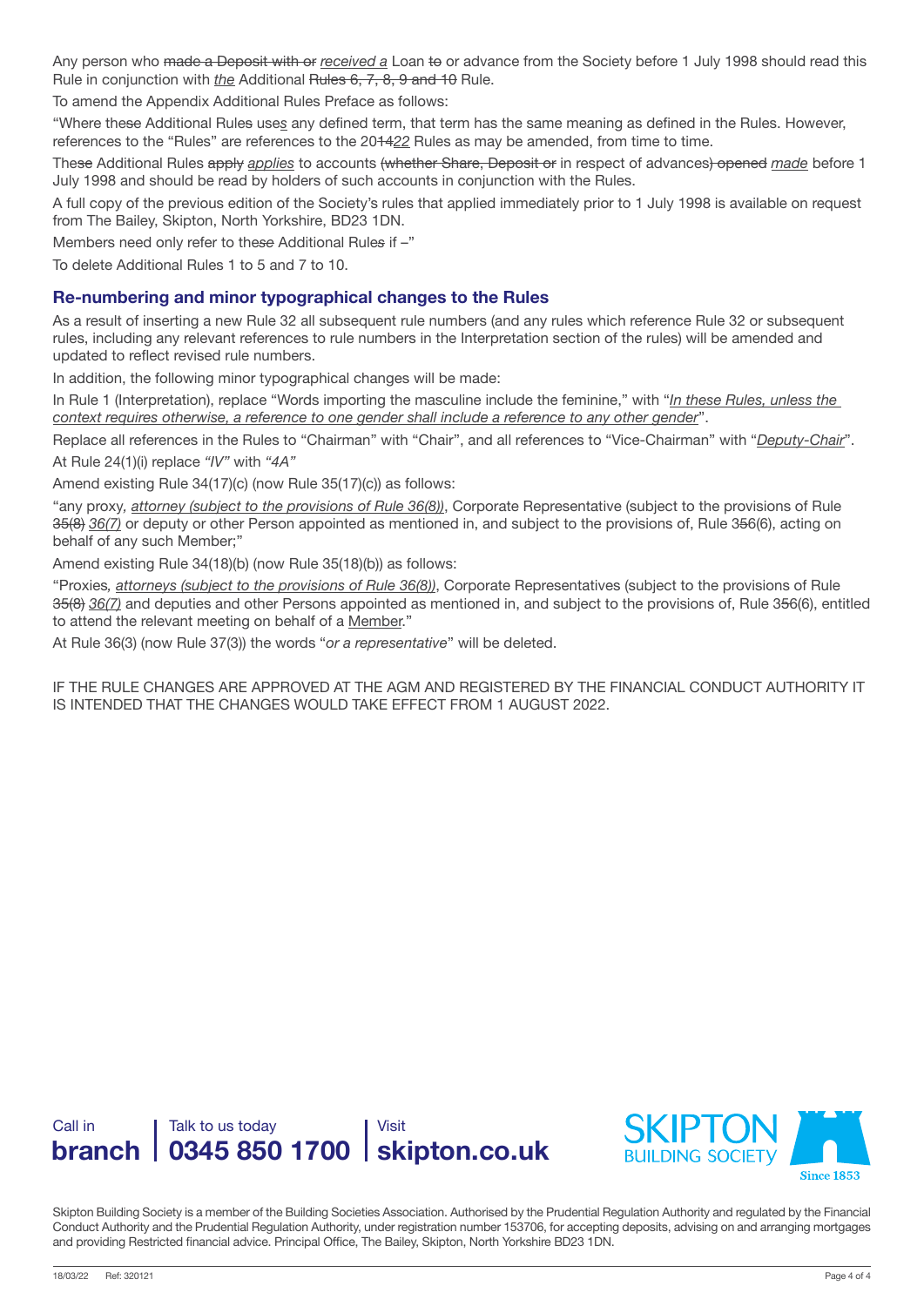Any person who ~~made a Deposit with or~~ *received a* Loan ~~to~~ or advance from the Society before 1 July 1998 should read this Rule in conjunction with *the* Additional ~~Rules 6, 7, 8, 9 and 10~~ Rule.

To amend the Appendix Additional Rules Preface as follows:

"Where the~~se~~ Additional Rule~~s~~ use*s* any defined term, that term has the same meaning as defined in the Rules. However, references to the "Rules" are references to the 20~~14~~*22* Rules as may be amended, from time to time.

The~~se~~ Additional Rules ~~apply~~ *applies* to accounts ~~(whether Share, Deposit or~~ in respect of advances~~)~~ ~~opened~~ *made* before 1 July 1998 and should be read by holders of such accounts in conjunction with the Rules.

A full copy of the previous edition of the Society's rules that applied immediately prior to 1 July 1998 is available on request from The Bailey, Skipton, North Yorkshire, BD23 1DN.

Members need only refer to the~~se~~ Additional Rule~~s~~ if –"

To delete Additional Rules 1 to 5 and 7 to 10.

## Re-numbering and minor typographical changes to the Rules

As a result of inserting a new Rule 32 all subsequent rule numbers (and any rules which reference Rule 32 or subsequent rules, including any relevant references to rule numbers in the Interpretation section of the rules) will be amended and updated to reflect revised rule numbers.

In addition, the following minor typographical changes will be made:

In Rule 1 (Interpretation), replace "Words importing the masculine include the feminine," with "*In these Rules, unless the context requires otherwise, a reference to one gender shall include a reference to any other gender*".

Replace all references in the Rules to "Chairman" with "Chair", and all references to "Vice-Chairman" with "*Deputy-Chair*".

At Rule 24(1)(i) replace *"IV"* with *"4A"*

Amend existing Rule 34(17)(c) (now Rule 35(17)(c)) as follows:

"any proxy*, attorney (subject to the provisions of Rule 36(8))*, Corporate Representative (subject to the provisions of Rule ~~35(8)~~ *36(7)* or deputy or other Person appointed as mentioned in, and subject to the provisions of, Rule 3~~5~~6(6), acting on behalf of any such Member;"

Amend existing Rule 34(18)(b) (now Rule 35(18)(b)) as follows:

"Proxies*, attorneys (subject to the provisions of Rule 36(8))*, Corporate Representatives (subject to the provisions of Rule ~~35(8)~~ *36(7)* and deputies and other Persons appointed as mentioned in, and subject to the provisions of, Rule 3~~5~~6(6), entitled to attend the relevant meeting on behalf of a Member."

At Rule 36(3) (now Rule 37(3)) the words "*or a representative*" will be deleted.

IF THE RULE CHANGES ARE APPROVED AT THE AGM AND REGISTERED BY THE FINANCIAL CONDUCT AUTHORITY IT IS INTENDED THAT THE CHANGES WOULD TAKE EFFECT FROM 1 AUGUST 2022.

Call in **branch** | Talk to us today **0345 850 1700** | Visit **skipton.co.uk**

SKIPTON BUILDING SOCIETY Since 1853

Skipton Building Society is a member of the Building Societies Association. Authorised by the Prudential Regulation Authority and regulated by the Financial Conduct Authority and the Prudential Regulation Authority, under registration number 153706, for accepting deposits, advising on and arranging mortgages and providing Restricted financial advice. Principal Office, The Bailey, Skipton, North Yorkshire BD23 1DN.

18/03/22 Ref: 320121